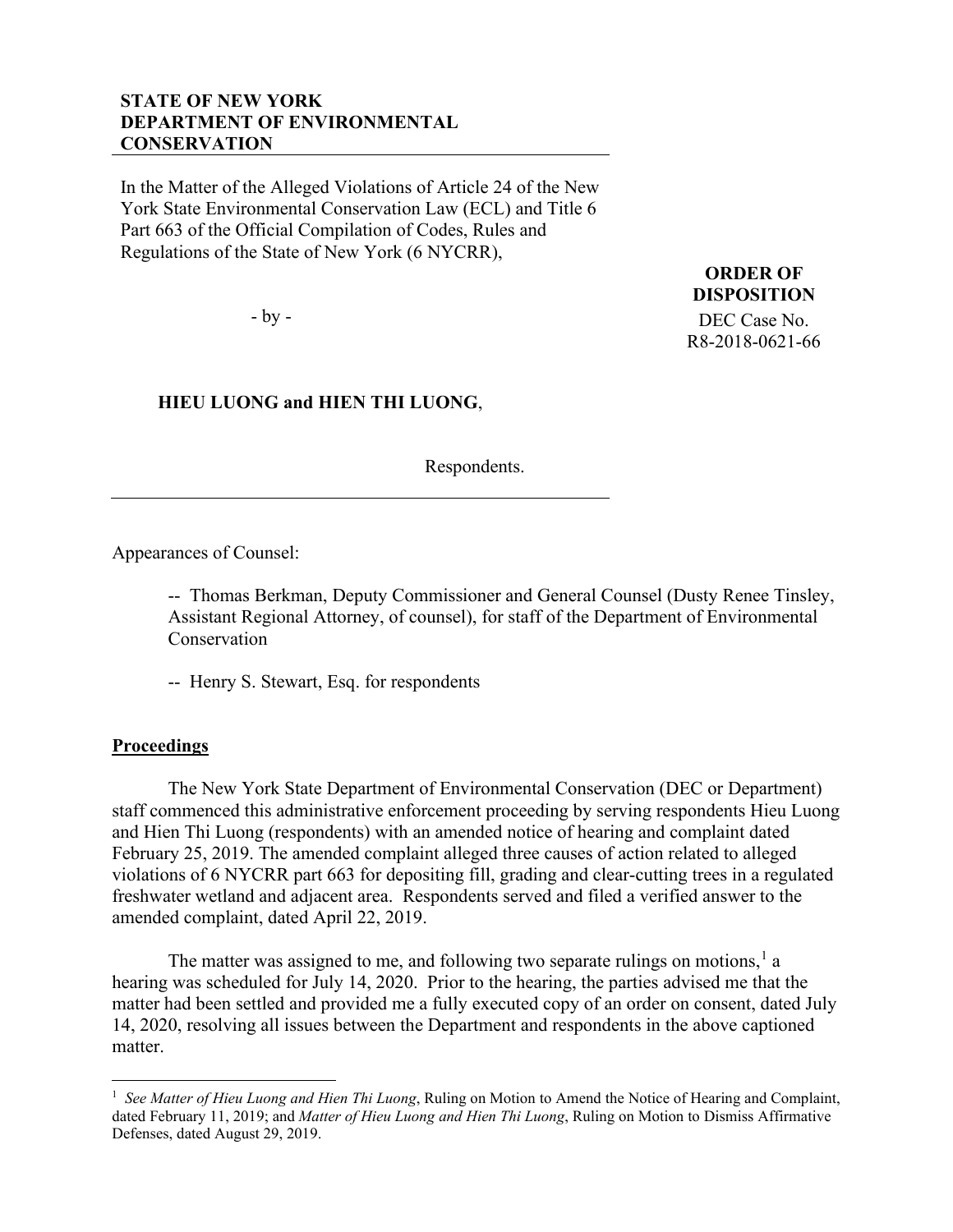**STATE OF NEW YORK**
**DEPARTMENT OF ENVIRONMENTAL CONSERVATION**

In the Matter of the Alleged Violations of Article 24 of the New York State Environmental Conservation Law (ECL) and Title 6 Part 663 of the Official Compilation of Codes, Rules and Regulations of the State of New York (6 NYCRR),

- by -

**HIEU LUONG and HIEN THI LUONG**,

Respondents.

**ORDER OF DISPOSITION**

DEC Case No. R8-2018-0621-66

Appearances of Counsel:

-- Thomas Berkman, Deputy Commissioner and General Counsel (Dusty Renee Tinsley, Assistant Regional Attorney, of counsel), for staff of the Department of Environmental Conservation

-- Henry S. Stewart, Esq. for respondents

## Proceedings

The New York State Department of Environmental Conservation (DEC or Department) staff commenced this administrative enforcement proceeding by serving respondents Hieu Luong and Hien Thi Luong (respondents) with an amended notice of hearing and complaint dated February 25, 2019. The amended complaint alleged three causes of action related to alleged violations of 6 NYCRR part 663 for depositing fill, grading and clear-cutting trees in a regulated freshwater wetland and adjacent area. Respondents served and filed a verified answer to the amended complaint, dated April 22, 2019.

The matter was assigned to me, and following two separate rulings on motions,[1] a hearing was scheduled for July 14, 2020. Prior to the hearing, the parties advised me that the matter had been settled and provided me a fully executed copy of an order on consent, dated July 14, 2020, resolving all issues between the Department and respondents in the above captioned matter.

---

[1] *See Matter of Hieu Luong and Hien Thi Luong*, Ruling on Motion to Amend the Notice of Hearing and Complaint, dated February 11, 2019; and *Matter of Hieu Luong and Hien Thi Luong*, Ruling on Motion to Dismiss Affirmative Defenses, dated August 29, 2019.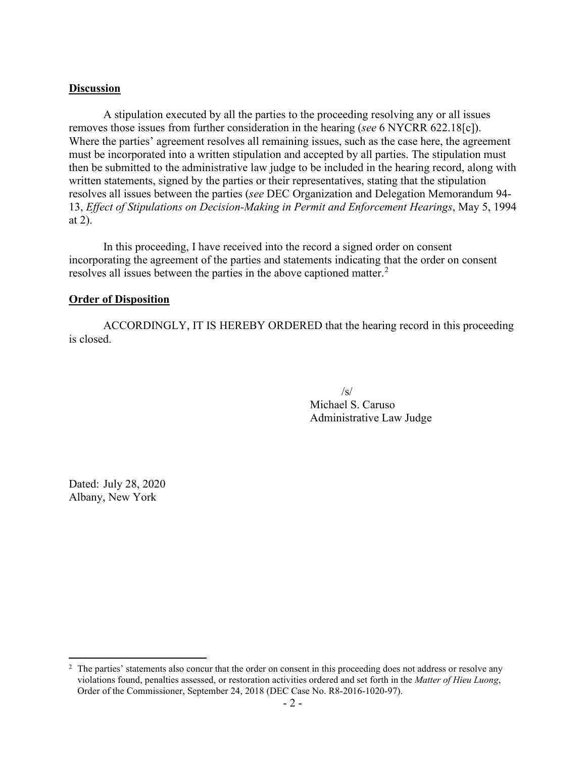**Discussion**

A stipulation executed by all the parties to the proceeding resolving any or all issues removes those issues from further consideration in the hearing (*see* 6 NYCRR 622.18[c]). Where the parties' agreement resolves all remaining issues, such as the case here, the agreement must be incorporated into a written stipulation and accepted by all parties. The stipulation must then be submitted to the administrative law judge to be included in the hearing record, along with written statements, signed by the parties or their representatives, stating that the stipulation resolves all issues between the parties (*see* DEC Organization and Delegation Memorandum 94-13, *Effect of Stipulations on Decision-Making in Permit and Enforcement Hearings*, May 5, 1994 at 2).

In this proceeding, I have received into the record a signed order on consent incorporating the agreement of the parties and statements indicating that the order on consent resolves all issues between the parties in the above captioned matter.[2]

**Order of Disposition**

ACCORDINGLY, IT IS HEREBY ORDERED that the hearing record in this proceeding is closed.

/s/
Michael S. Caruso
Administrative Law Judge

Dated: July 28, 2020
Albany, New York

[2] The parties' statements also concur that the order on consent in this proceeding does not address or resolve any violations found, penalties assessed, or restoration activities ordered and set forth in the *Matter of Hieu Luong*, Order of the Commissioner, September 24, 2018 (DEC Case No. R8-2016-1020-97).